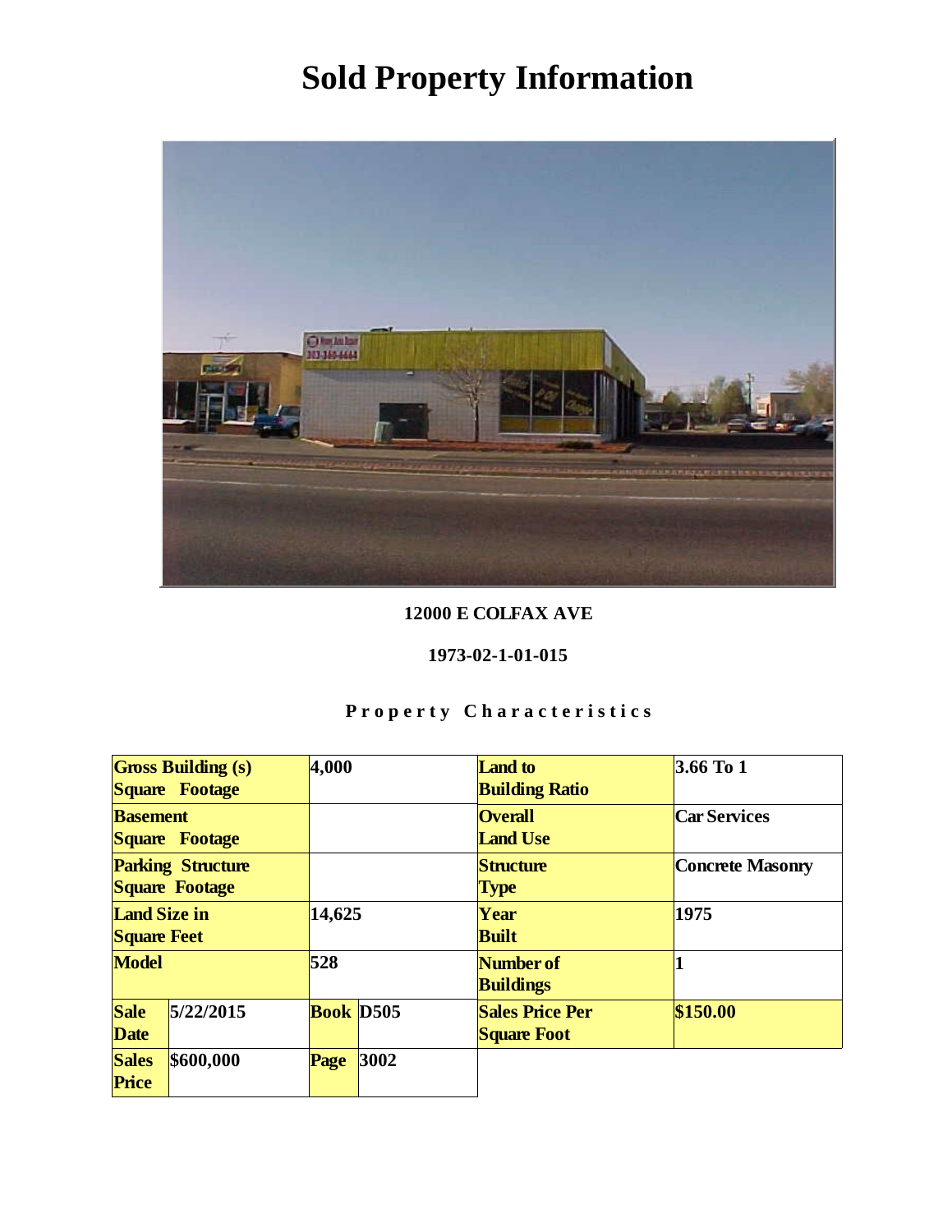# Sold Property Information

**12000 E COLFAX AVE**

**1973-02-1-01-015**

**Property Characteristics**

| | | | | | |
|---|---|---|---|---|---|
| **Gross Building (s) Square Footage** | | **4,000** | | **Land to Building Ratio** | **3.66 To 1** |
| **Basement Square Footage** | | | | **Overall Land Use** | **Car Services** |
| **Parking Structure Square Footage** | | | | **Structure Type** | **Concrete Masonry** |
| **Land Size in Square Feet** | | **14,625** | | **Year Built** | **1975** |
| **Model** | | **528** | | **Number of Buildings** | **1** |
| **Sale Date** | **5/22/2015** | **Book** | **D505** | **Sales Price Per Square Foot** | **$150.00** |
| **Sales Price** | **$600,000** | **Page** | **3002** | | |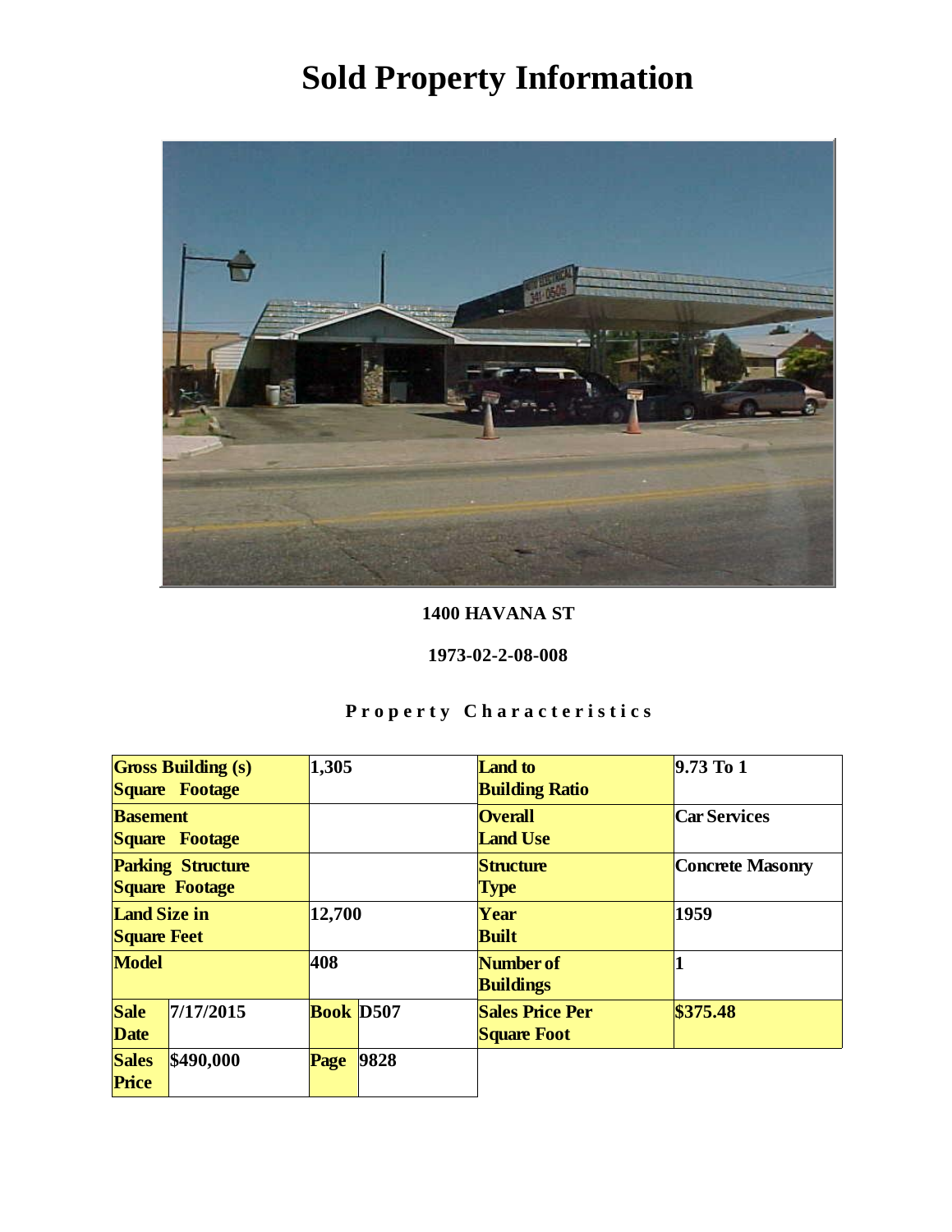# Sold Property Information

**1400 HAVANA ST**

**1973-02-2-08-008**

**Property Characteristics**

| Gross Building (s) Square Footage | 1,305 | | | Land to Building Ratio | 9.73 To 1 |
|---|---|---|---|---|---|
| Basement Square Footage | | | | Overall Land Use | Car Services |
| Parking Structure Square Footage | | | | Structure Type | Concrete Masonry |
| Land Size in Square Feet | 12,700 | | | Year Built | 1959 |
| Model | 408 | | | Number of Buildings | 1 |
| Sale Date | 7/17/2015 | Book | D507 | Sales Price Per Square Foot | $375.48 |
| Sales Price | $490,000 | Page | 9828 | | |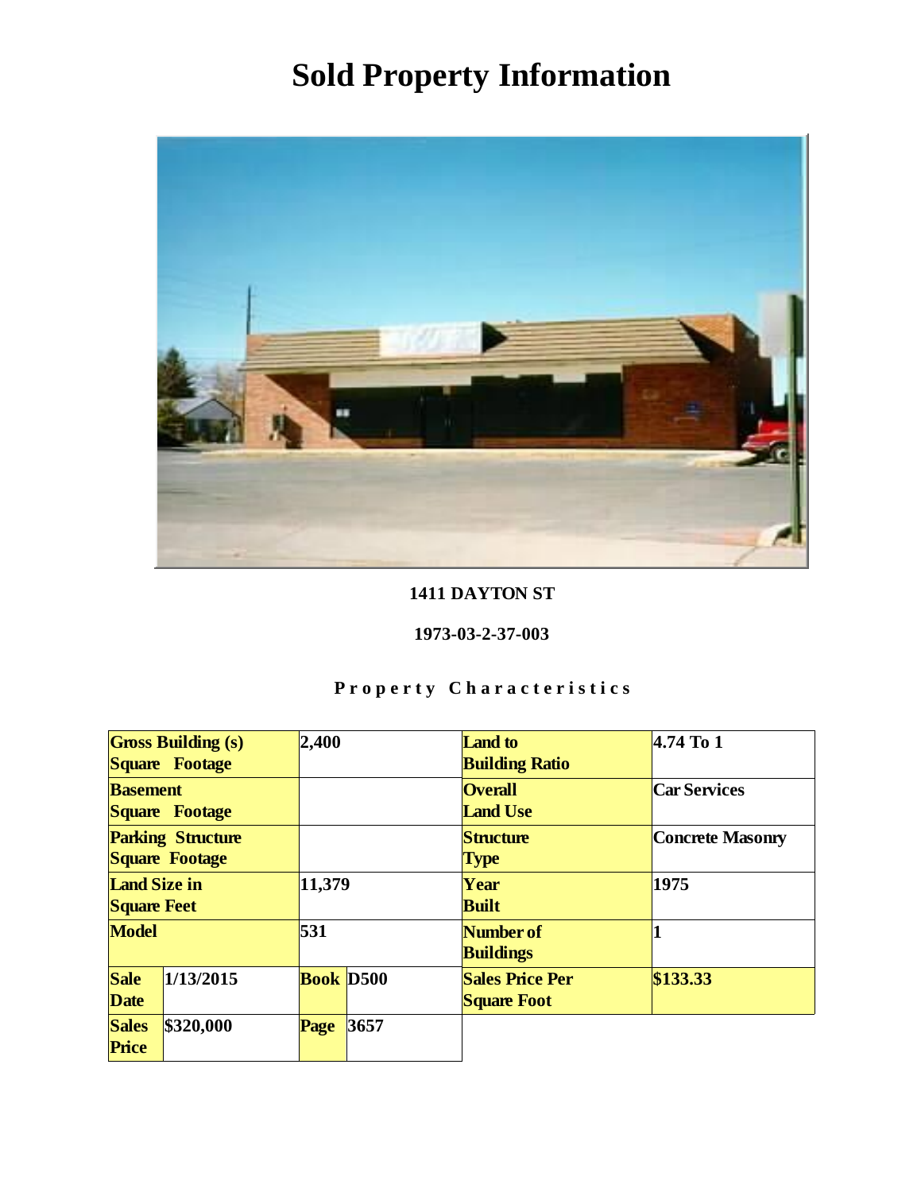# Sold Property Information

**1411 DAYTON ST**

**1973-03-2-37-003**

**Property Characteristics**

| Gross Building (s) Square Footage | | 2,400 | | Land to Building Ratio | 4.74 To 1 |
|---|---|---|---|---|---|
| Basement Square Footage | | | | Overall Land Use | Car Services |
| Parking Structure Square Footage | | | | Structure Type | Concrete Masonry |
| Land Size in Square Feet | | 11,379 | | Year Built | 1975 |
| Model | | 531 | | Number of Buildings | 1 |
| Sale Date | 1/13/2015 | Book | D500 | Sales Price Per Square Foot | $133.33 |
| Sales Price | $320,000 | Page | 3657 | | |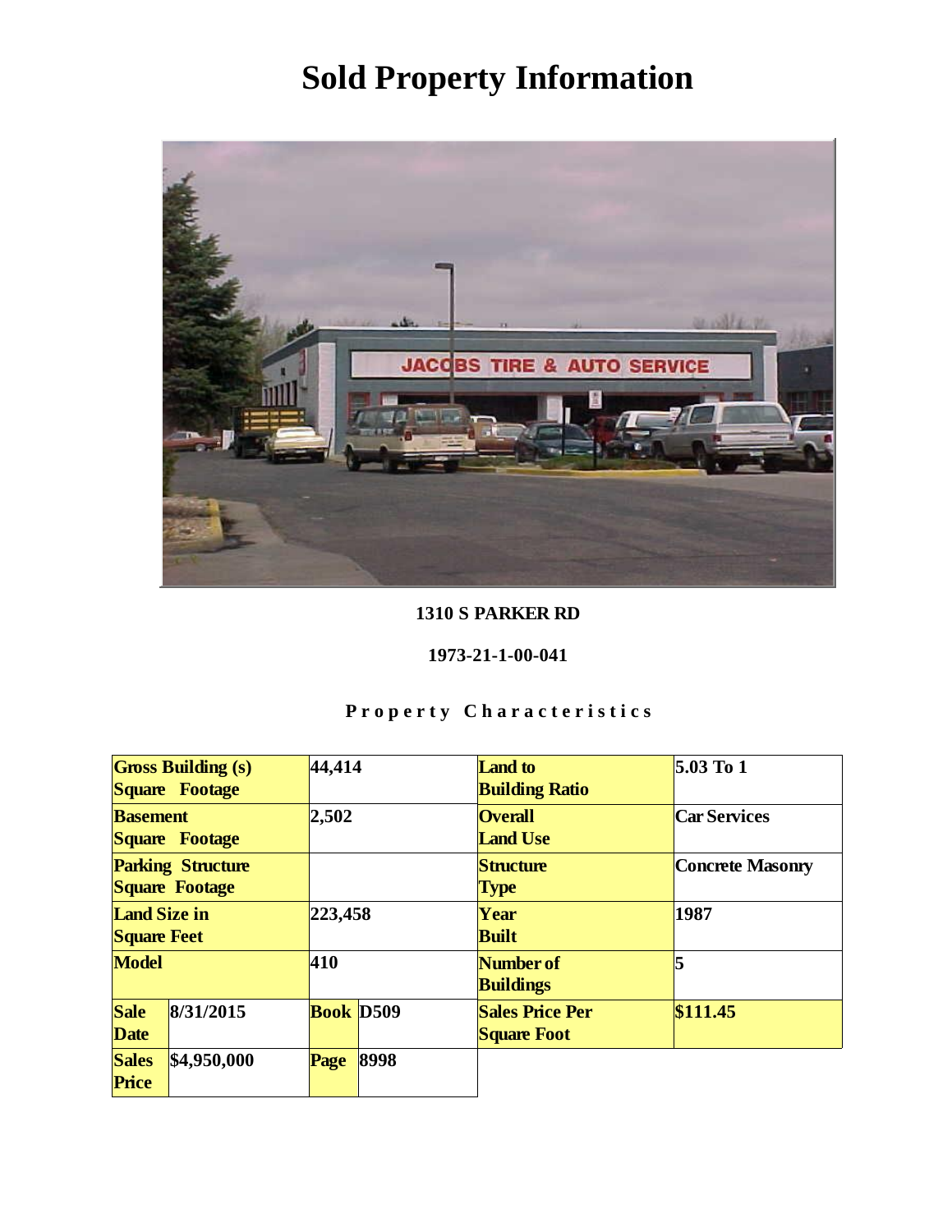# Sold Property Information

**1310 S PARKER RD**

**1973-21-1-00-041**

**Property Characteristics**

| | | | | | |
|---|---|---|---|---|---|
| **Gross Building (s) Square Footage** | | 44,414 | | **Land to Building Ratio** | 5.03 To 1 |
| **Basement Square Footage** | | 2,502 | | **Overall Land Use** | Car Services |
| **Parking Structure Square Footage** | | | | **Structure Type** | Concrete Masonry |
| **Land Size in Square Feet** | | 223,458 | | **Year Built** | 1987 |
| **Model** | | 410 | | **Number of Buildings** | 5 |
| **Sale Date** | 8/31/2015 | **Book** | D509 | **Sales Price Per Square Foot** | $111.45 |
| **Sales Price** | $4,950,000 | **Page** | 8998 | | |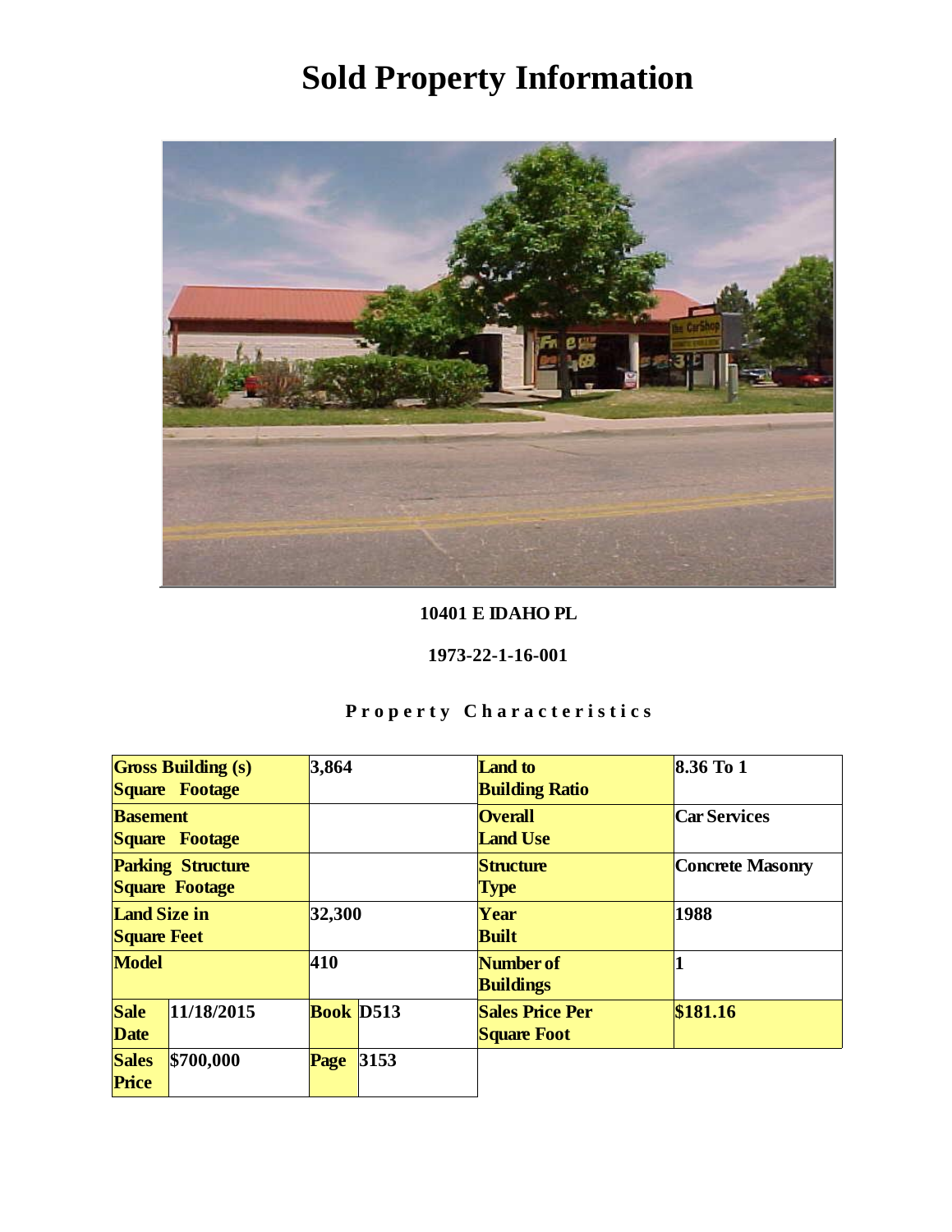# Sold Property Information

**10401 E IDAHO PL**

**1973-22-1-16-001**

**Property Characteristics**

| | | | | | |
|---|---|---|---|---|---|
| **Gross Building (s) Square Footage** | | **3,864** | | **Land to Building Ratio** | **8.36 To 1** |
| **Basement Square Footage** | | | | **Overall Land Use** | **Car Services** |
| **Parking Structure Square Footage** | | | | **Structure Type** | **Concrete Masonry** |
| **Land Size in Square Feet** | | **32,300** | | **Year Built** | **1988** |
| **Model** | | **410** | | **Number of Buildings** | **1** |
| **Sale Date** | **11/18/2015** | **Book** | **D513** | **Sales Price Per Square Foot** | **$181.16** |
| **Sales Price** | **$700,000** | **Page** | **3153** | | |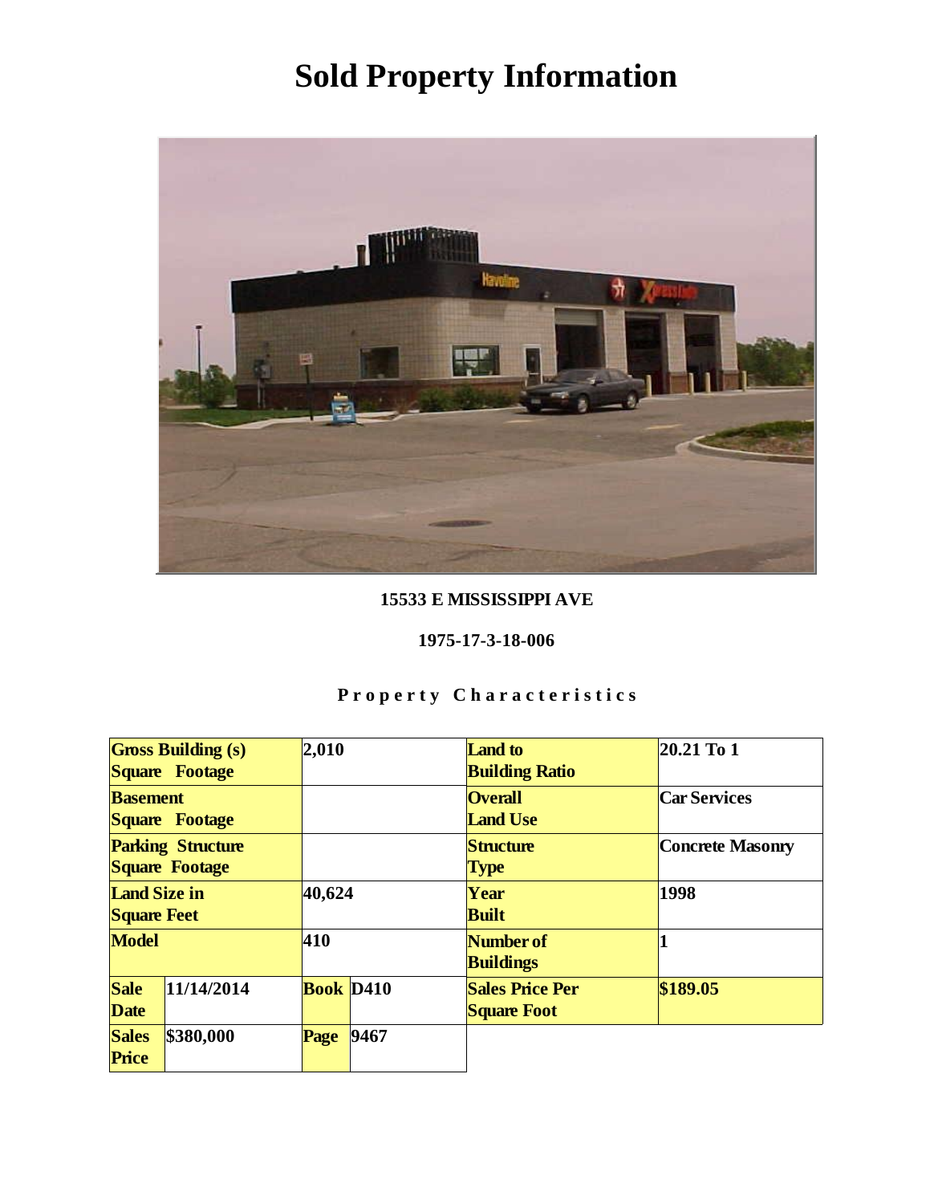# Sold Property Information

**15533 E MISSISSIPPI AVE**

**1975-17-3-18-006**

**Property Characteristics**

| | | | | | |
|---|---|---|---|---|---|
| **Gross Building (s) Square Footage** | | 2,010 | | **Land to Building Ratio** | 20.21 To 1 |
| **Basement Square Footage** | | | | **Overall Land Use** | Car Services |
| **Parking Structure Square Footage** | | | | **Structure Type** | Concrete Masonry |
| **Land Size in Square Feet** | | 40,624 | | **Year Built** | 1998 |
| **Model** | | 410 | | **Number of Buildings** | 1 |
| **Sale Date** | 11/14/2014 | **Book** | D410 | **Sales Price Per Square Foot** | $189.05 |
| **Sales Price** | $380,000 | **Page** | 9467 | | |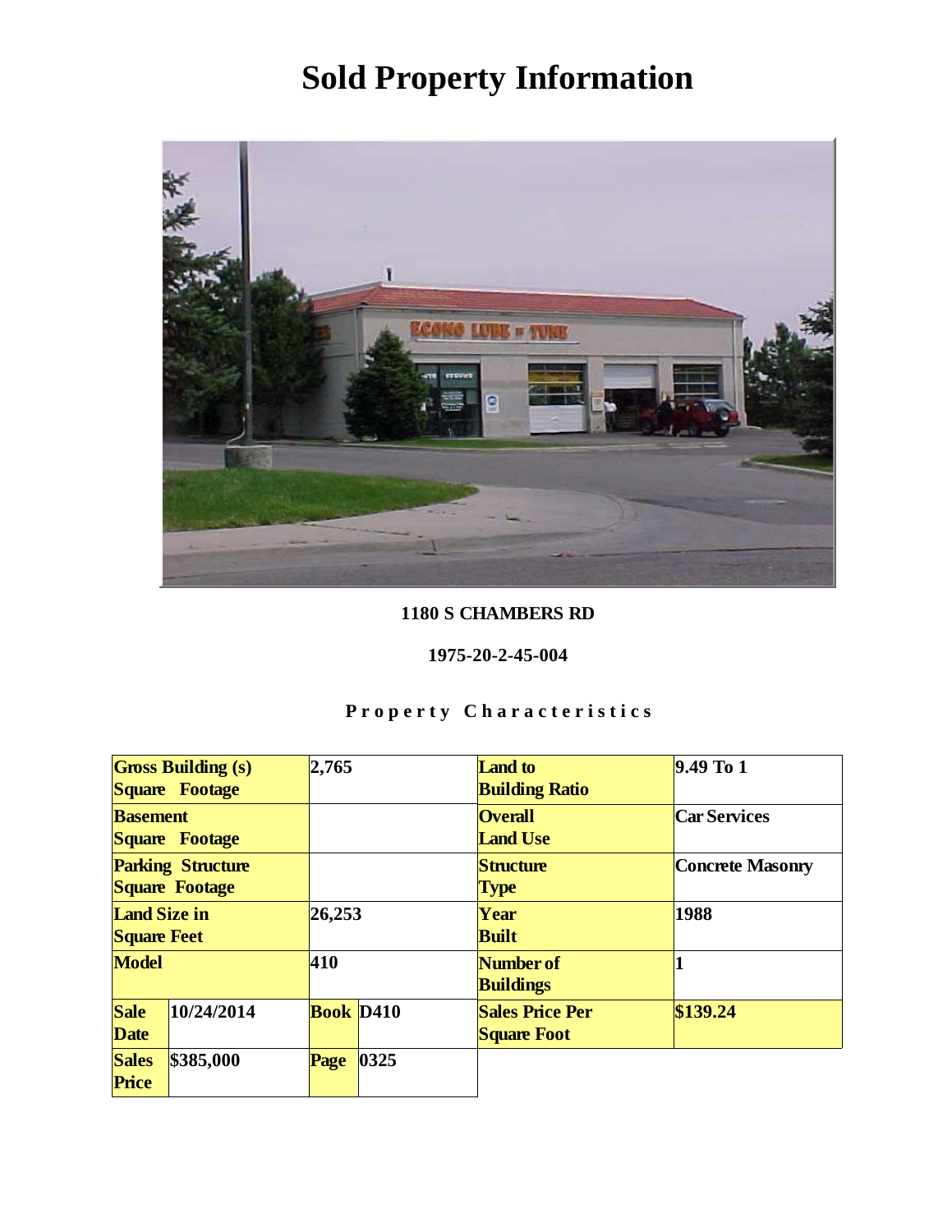# Sold Property Information

**1180 S CHAMBERS RD**

**1975-20-2-45-004**

**Property Characteristics**

| | | | | | |
|---|---|---|---|---|---|
| **Gross Building (s) Square Footage** | | **2,765** | | **Land to Building Ratio** | **9.49 To 1** |
| **Basement Square Footage** | | | | **Overall Land Use** | **Car Services** |
| **Parking Structure Square Footage** | | | | **Structure Type** | **Concrete Masonry** |
| **Land Size in Square Feet** | | **26,253** | | **Year Built** | **1988** |
| **Model** | | **410** | | **Number of Buildings** | **1** |
| **Sale Date** | **10/24/2014** | **Book** | **D410** | **Sales Price Per Square Foot** | **$139.24** |
| **Sales Price** | **$385,000** | **Page** | **0325** | | |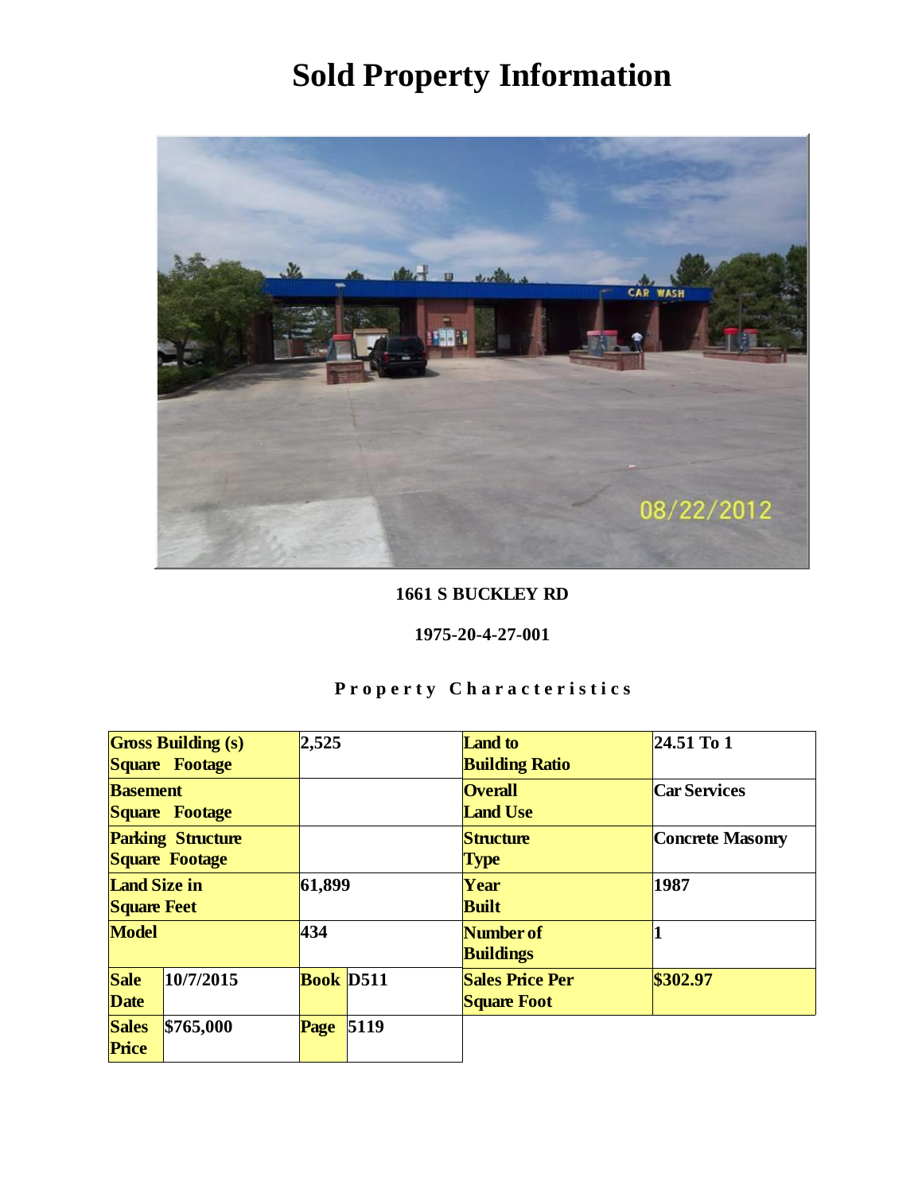# Sold Property Information

**1661 S BUCKLEY RD**

**1975-20-4-27-001**

**Property Characteristics**

| | | | | | |
|---|---|---|---|---|---|
| **Gross Building (s) Square Footage** | | **2,525** | | **Land to Building Ratio** | **24.51 To 1** |
| **Basement Square Footage** | | | | **Overall Land Use** | **Car Services** |
| **Parking Structure Square Footage** | | | | **Structure Type** | **Concrete Masonry** |
| **Land Size in Square Feet** | | **61,899** | | **Year Built** | **1987** |
| **Model** | | **434** | | **Number of Buildings** | **1** |
| **Sale Date** | **10/7/2015** | **Book** | **D511** | **Sales Price Per Square Foot** | **$302.97** |
| **Sales Price** | **$765,000** | **Page** | **5119** | | |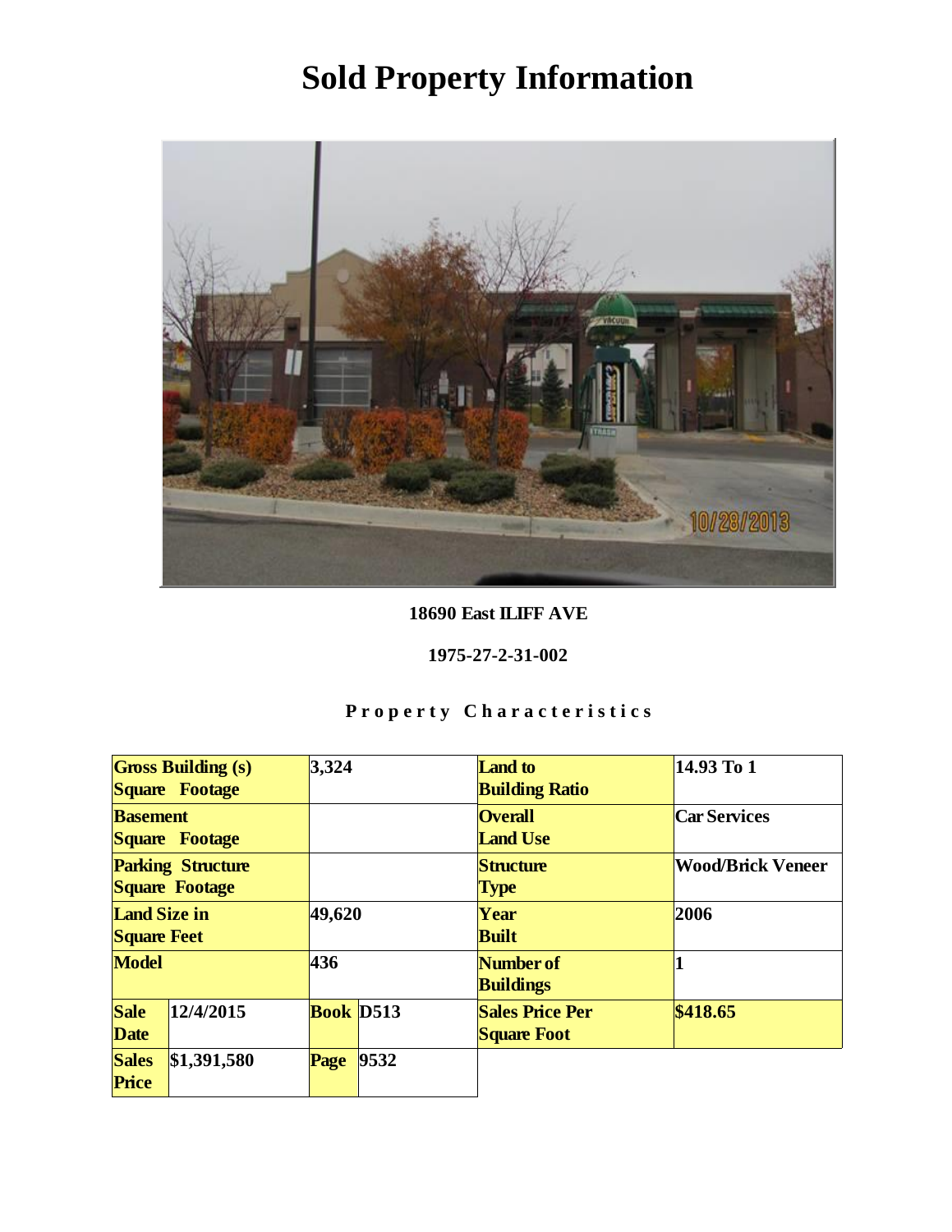# Sold Property Information

**18690 East ILIFF AVE**

**1975-27-2-31-002**

**Property Characteristics**

| | | | | | |
|---|---|---|---|---|---|
| **Gross Building (s) Square Footage** | | 3,324 | | **Land to Building Ratio** | 14.93 To 1 |
| **Basement Square Footage** | | | | **Overall Land Use** | Car Services |
| **Parking Structure Square Footage** | | | | **Structure Type** | Wood/Brick Veneer |
| **Land Size in Square Feet** | | 49,620 | | **Year Built** | 2006 |
| **Model** | | 436 | | **Number of Buildings** | 1 |
| **Sale Date** | 12/4/2015 | **Book** | D513 | **Sales Price Per Square Foot** | $418.65 |
| **Sales Price** | $1,391,580 | **Page** | 9532 | | |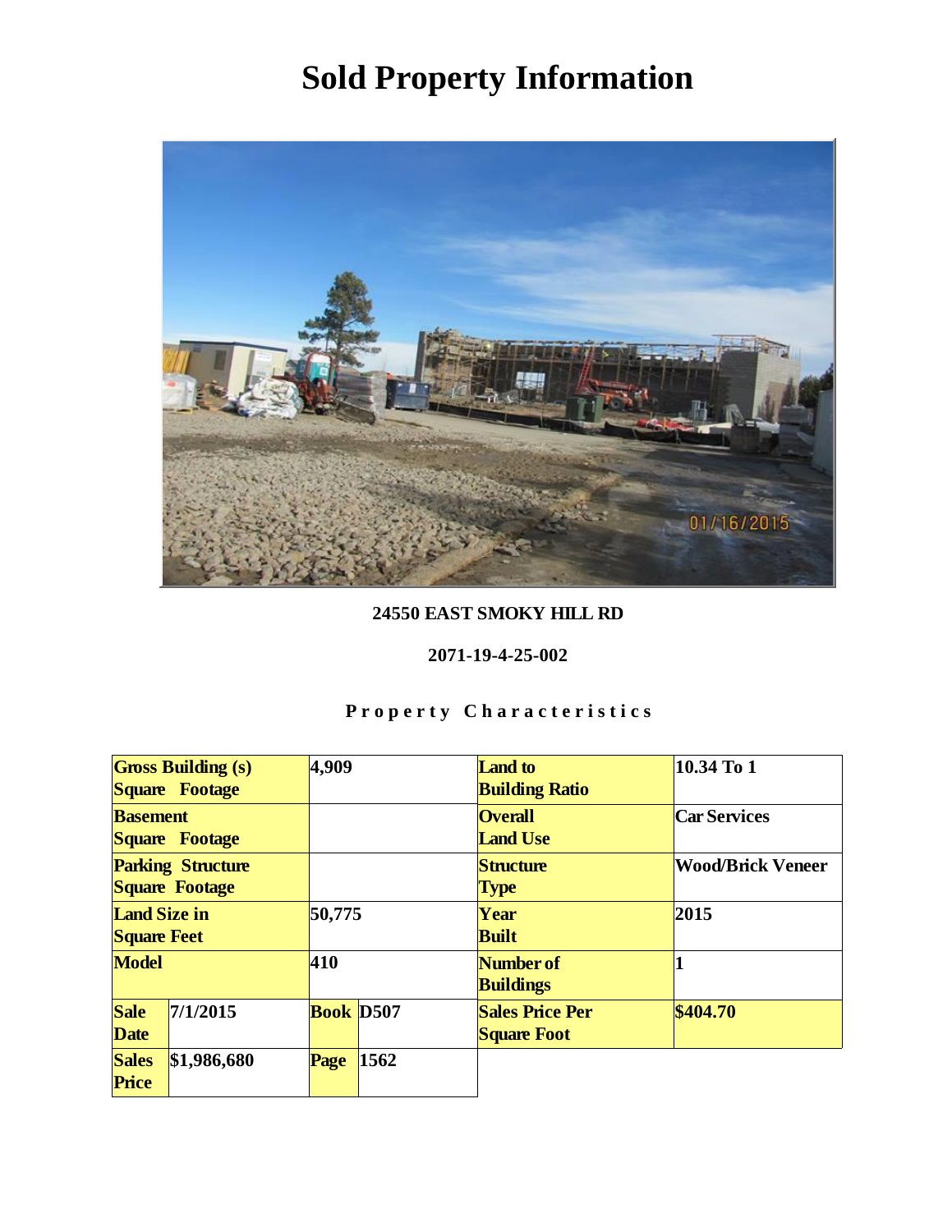# Sold Property Information

**24550 EAST SMOKY HILL RD**

**2071-19-4-25-002**

**Property Characteristics**

| | | | | | |
|---|---|---|---|---|---|
| **Gross Building (s) Square Footage** | | 4,909 | | **Land to Building Ratio** | 10.34 To 1 |
| **Basement Square Footage** | | | | **Overall Land Use** | Car Services |
| **Parking Structure Square Footage** | | | | **Structure Type** | Wood/Brick Veneer |
| **Land Size in Square Feet** | | 50,775 | | **Year Built** | 2015 |
| **Model** | | 410 | | **Number of Buildings** | 1 |
| **Sale Date** | 7/1/2015 | **Book** | D507 | **Sales Price Per Square Foot** | $404.70 |
| **Sales Price** | $1,986,680 | **Page** | 1562 | | |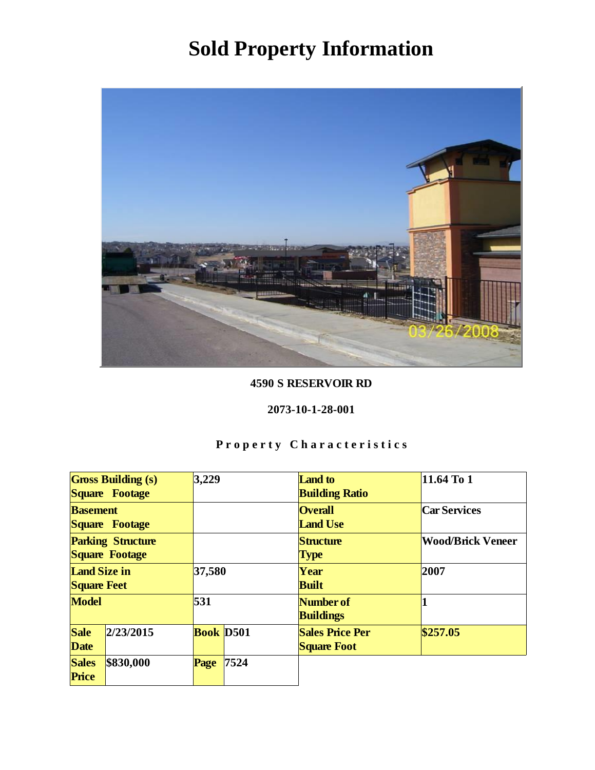# Sold Property Information

**4590 S RESERVOIR RD**

**2073-10-1-28-001**

**Property Characteristics**

| | | | | | |
|---|---|---|---|---|---|
| **Gross Building (s) Square Footage** | | 3,229 | | **Land to Building Ratio** | 11.64 To 1 |
| **Basement Square Footage** | | | | **Overall Land Use** | Car Services |
| **Parking Structure Square Footage** | | | | **Structure Type** | Wood/Brick Veneer |
| **Land Size in Square Feet** | | 37,580 | | **Year Built** | 2007 |
| **Model** | | 531 | | **Number of Buildings** | 1 |
| **Sale Date** | 2/23/2015 | **Book** | D501 | **Sales Price Per Square Foot** | $257.05 |
| **Sales Price** | $830,000 | **Page** | 7524 | | |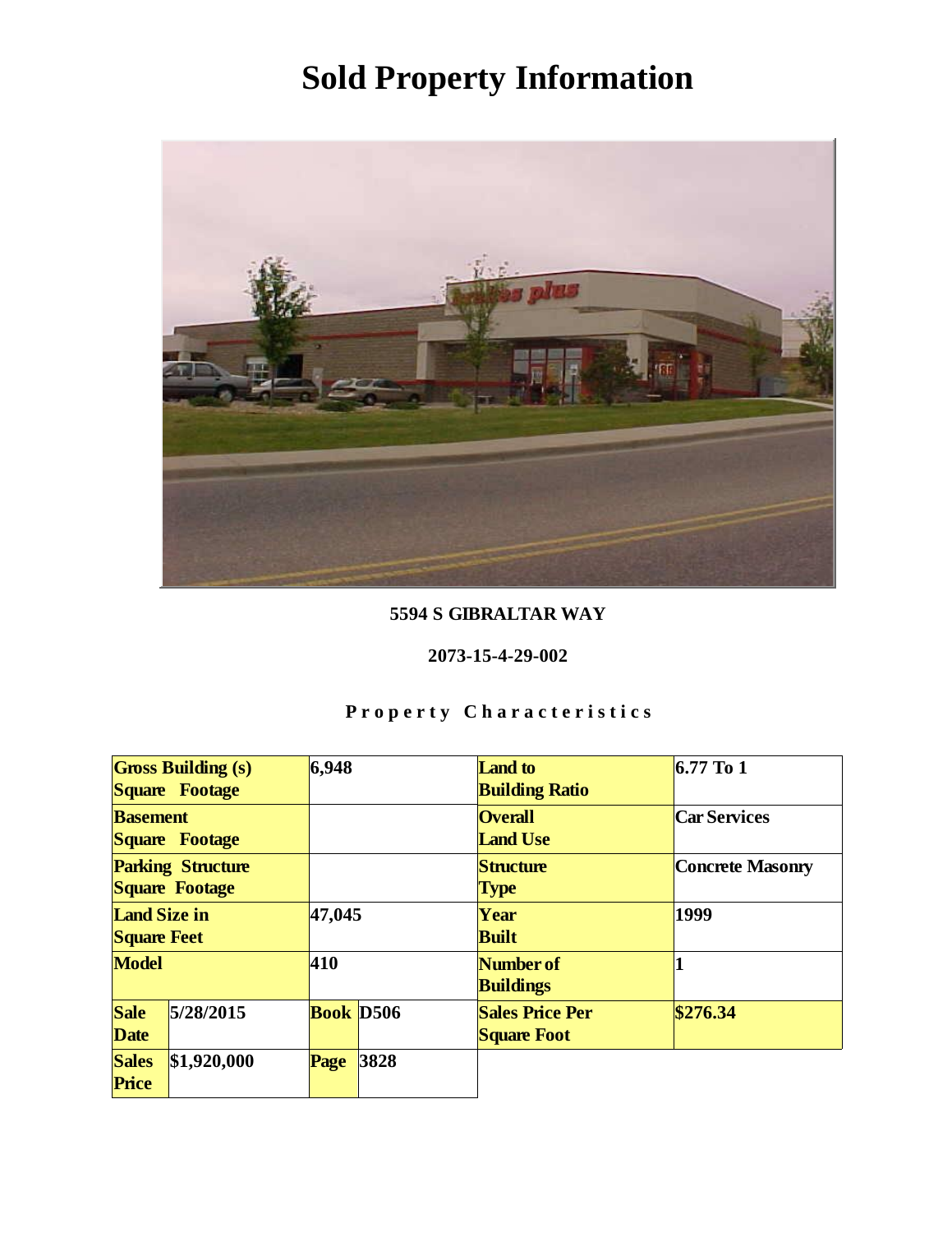# Sold Property Information

**5594 S GIBRALTAR WAY**

**2073-15-4-29-002**

**Property Characteristics**

| Gross Building (s) Square Footage | 6,948 | | | Land to Building Ratio | 6.77 To 1 |
|---|---|---|---|---|---|
| Basement Square Footage | | | | Overall Land Use | Car Services |
| Parking Structure Square Footage | | | | Structure Type | Concrete Masonry |
| Land Size in Square Feet | 47,045 | | | Year Built | 1999 |
| Model | 410 | | | Number of Buildings | 1 |
| Sale Date | 5/28/2015 | Book | D506 | Sales Price Per Square Foot | $276.34 |
| Sales Price | $1,920,000 | Page | 3828 | | |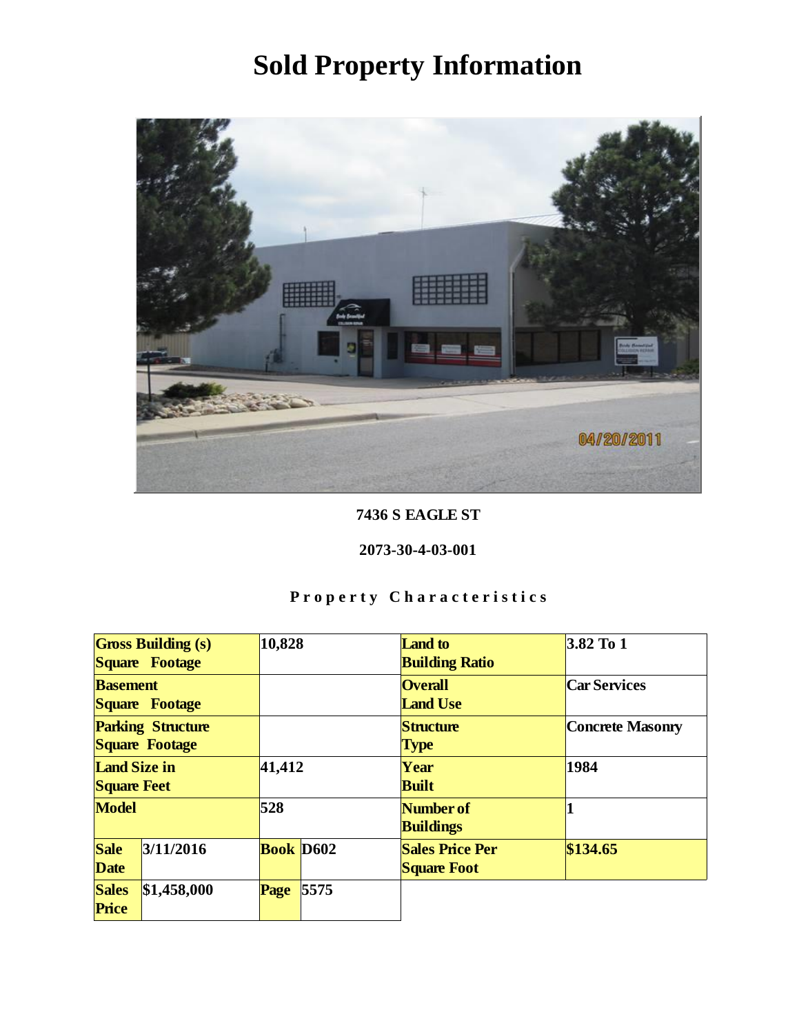# Sold Property Information

**7436 S EAGLE ST**

**2073-30-4-03-001**

**Property Characteristics**

| | | | | | |
|---|---|---|---|---|---|
| **Gross Building (s) Square Footage** | | 10,828 | | **Land to Building Ratio** | 3.82 To 1 |
| **Basement Square Footage** | | | | **Overall Land Use** | Car Services |
| **Parking Structure Square Footage** | | | | **Structure Type** | Concrete Masonry |
| **Land Size in Square Feet** | | 41,412 | | **Year Built** | 1984 |
| **Model** | | 528 | | **Number of Buildings** | 1 |
| **Sale Date** | 3/11/2016 | **Book** | D602 | **Sales Price Per Square Foot** | $134.65 |
| **Sales Price** | $1,458,000 | **Page** | 5575 | | |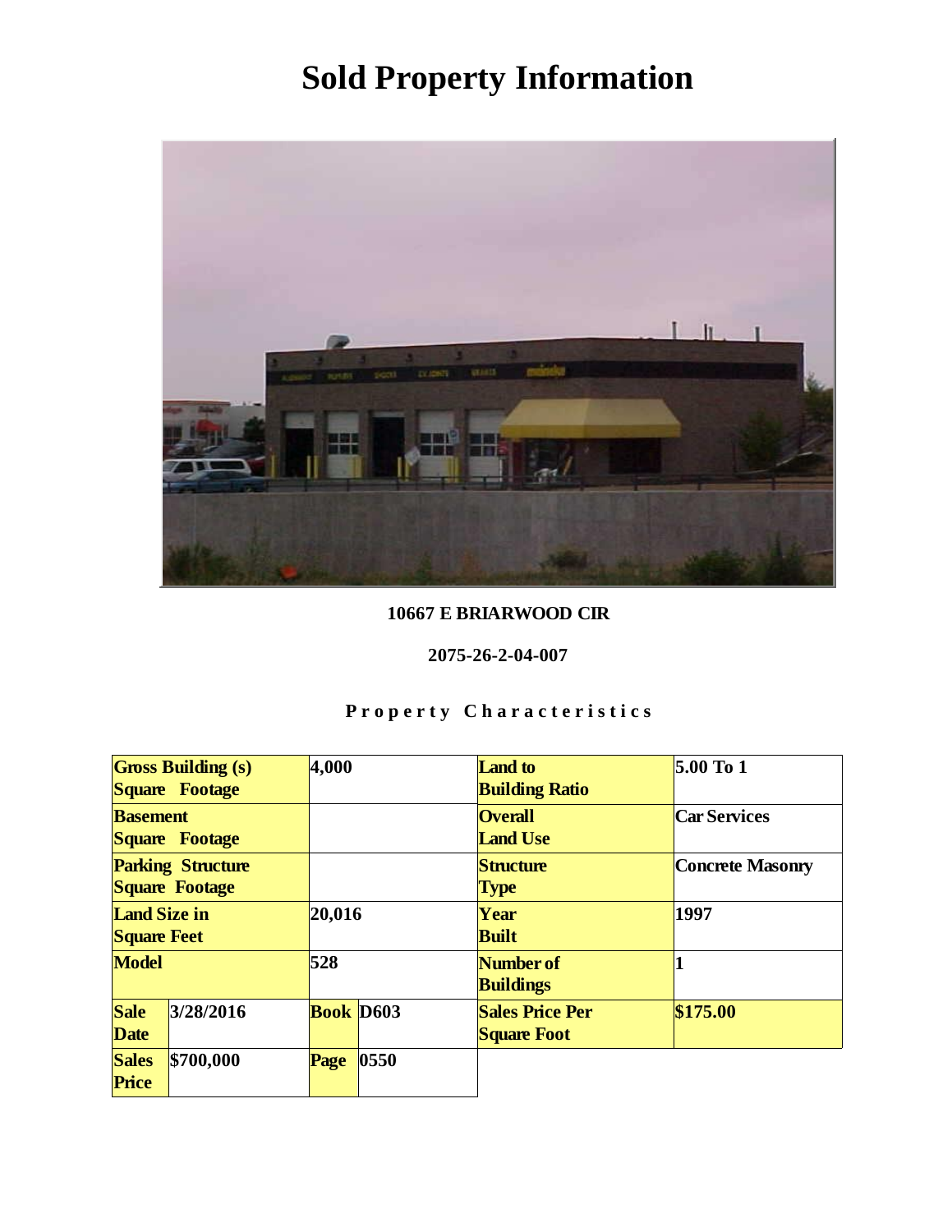# Sold Property Information

**10667 E BRIARWOOD CIR**

**2075-26-2-04-007**

**Property Characteristics**

| | | | | | |
|---|---|---|---|---|---|
| **Gross Building (s) Square Footage** | | 4,000 | | **Land to Building Ratio** | 5.00 To 1 |
| **Basement Square Footage** | | | | **Overall Land Use** | Car Services |
| **Parking Structure Square Footage** | | | | **Structure Type** | Concrete Masonry |
| **Land Size in Square Feet** | | 20,016 | | **Year Built** | 1997 |
| **Model** | | 528 | | **Number of Buildings** | 1 |
| **Sale Date** | 3/28/2016 | **Book** | D603 | **Sales Price Per Square Foot** | $175.00 |
| **Sales Price** | $700,000 | **Page** | 0550 | | |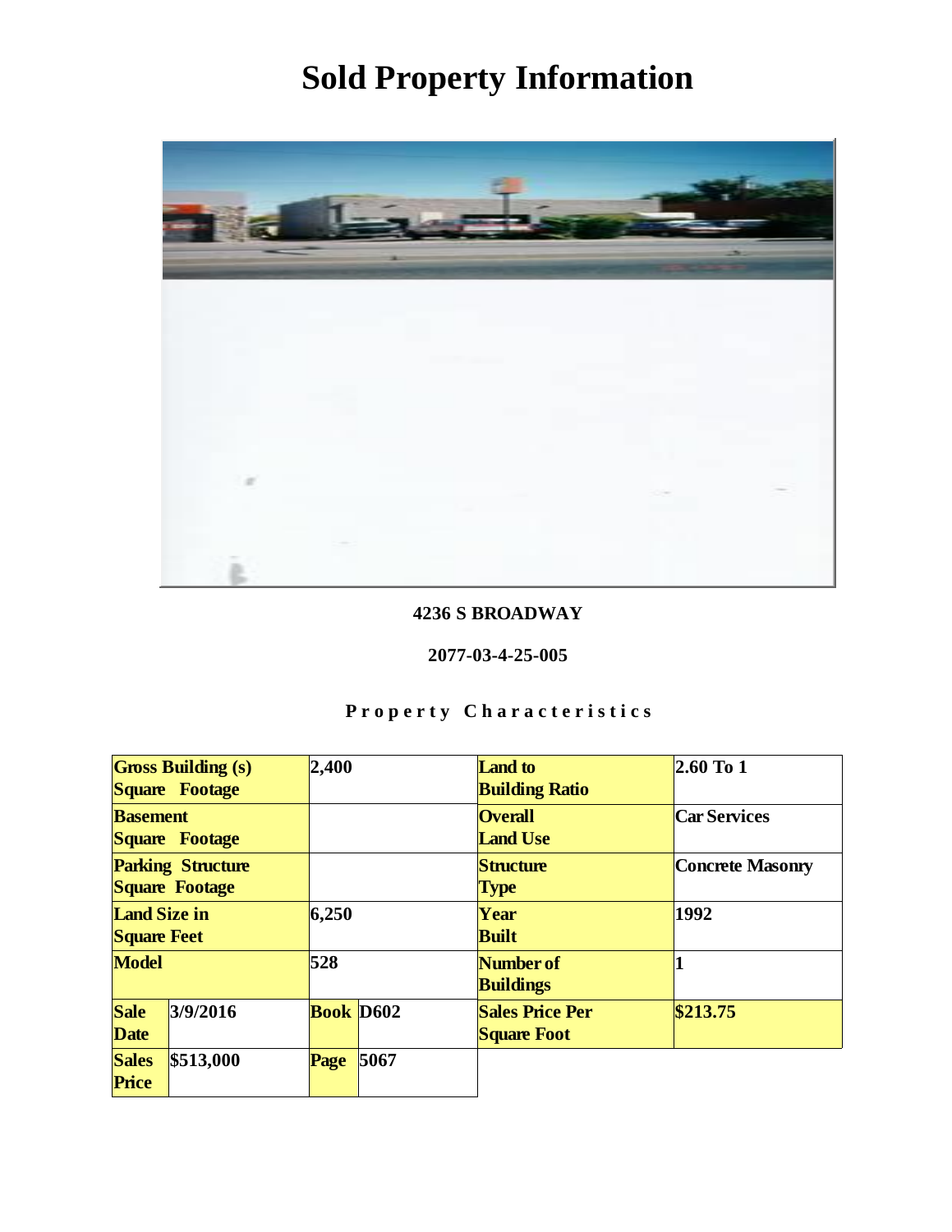# Sold Property Information

**4236 S BROADWAY**

**2077-03-4-25-005**

**Property Characteristics**

| Gross Building (s) Square Footage | | 2,400 | | Land to Building Ratio | 2.60 To 1 |
|---|---|---|---|---|---|
| Basement Square Footage | | | | Overall Land Use | Car Services |
| Parking Structure Square Footage | | | | Structure Type | Concrete Masonry |
| Land Size in Square Feet | | 6,250 | | Year Built | 1992 |
| Model | | 528 | | Number of Buildings | 1 |
| Sale Date | 3/9/2016 | Book | D602 | Sales Price Per Square Foot | $213.75 |
| Sales Price | $513,000 | Page | 5067 | | |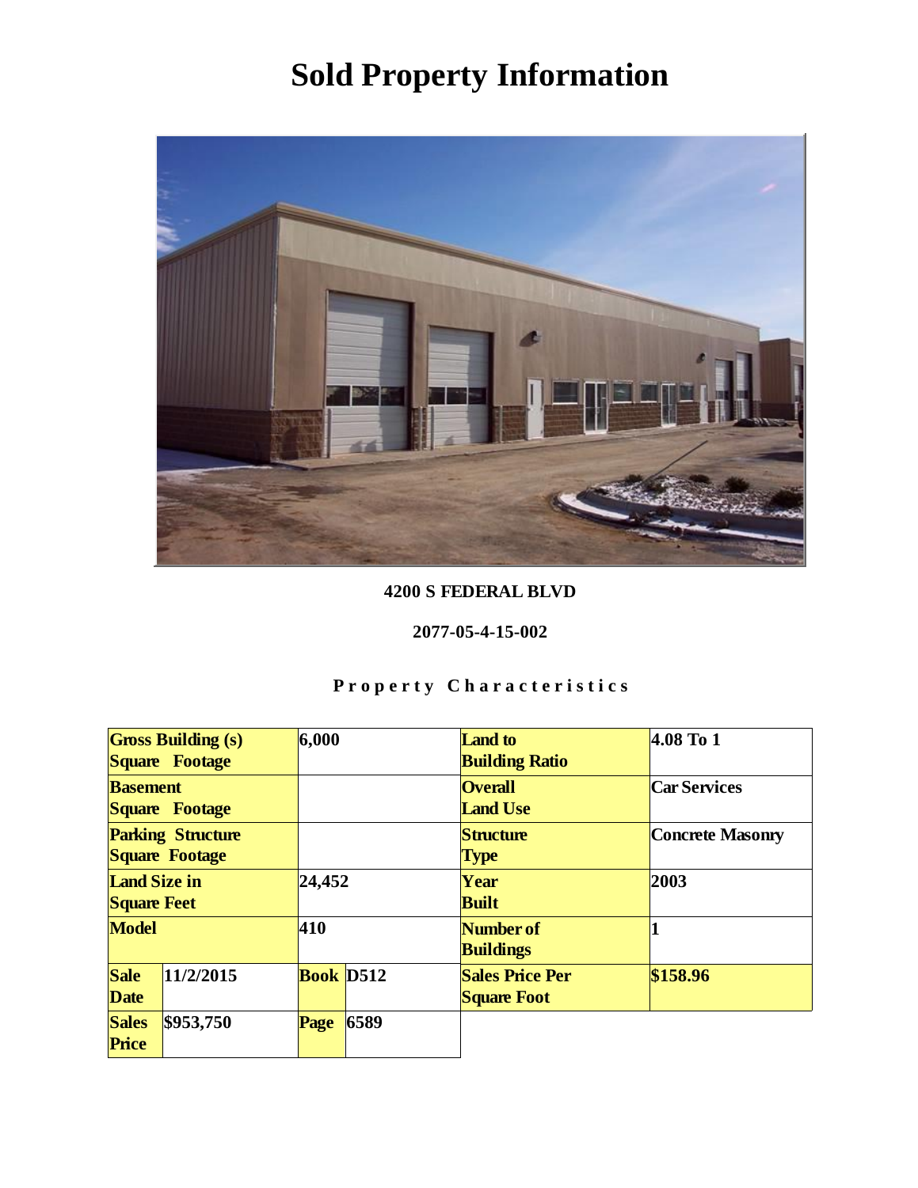# Sold Property Information

**4200 S FEDERAL BLVD**

**2077-05-4-15-002**

**Property Characteristics**

| | | | | | |
|---|---|---|---|---|---|
| **Gross Building (s) Square Footage** | | **6,000** | | **Land to Building Ratio** | **4.08 To 1** |
| **Basement Square Footage** | | | | **Overall Land Use** | **Car Services** |
| **Parking Structure Square Footage** | | | | **Structure Type** | **Concrete Masonry** |
| **Land Size in Square Feet** | | **24,452** | | **Year Built** | **2003** |
| **Model** | | **410** | | **Number of Buildings** | **1** |
| **Sale Date** | **11/2/2015** | **Book** | **D512** | **Sales Price Per Square Foot** | **$158.96** |
| **Sales Price** | **$953,750** | **Page** | **6589** | | |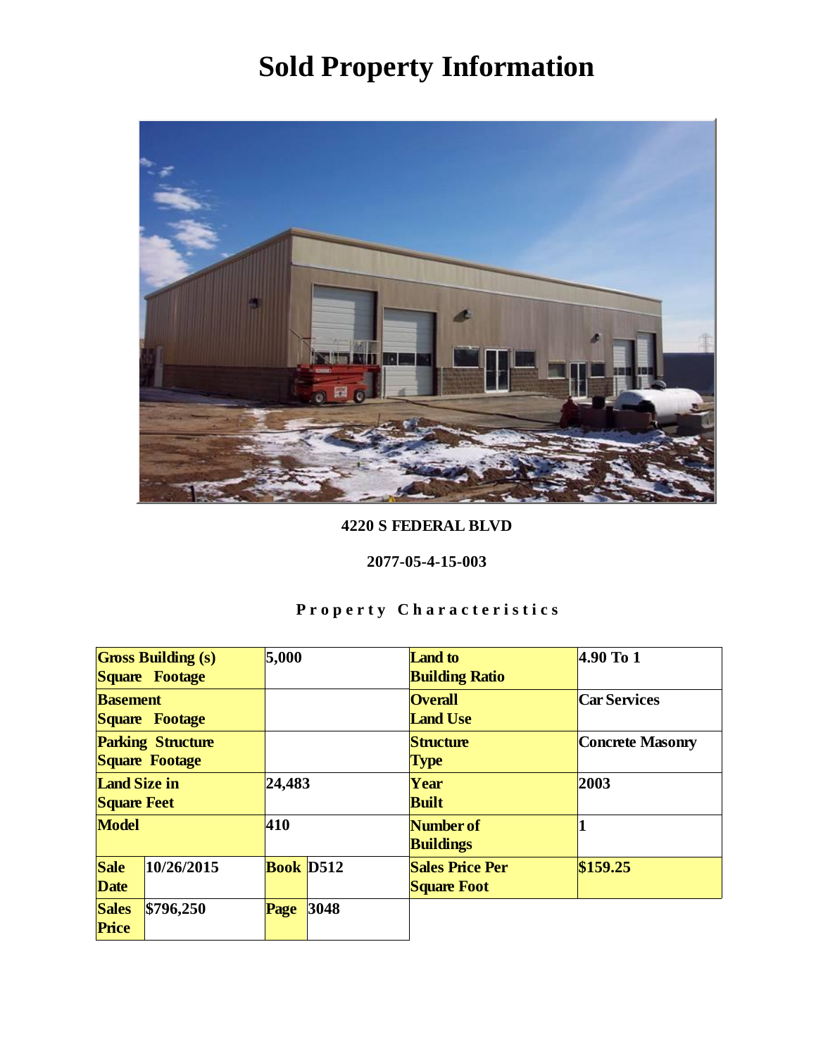# Sold Property Information

**4220 S FEDERAL BLVD**

**2077-05-4-15-003**

**Property Characteristics**

| | | | | | |
|---|---|---|---|---|---|
| **Gross Building (s) Square Footage** | | 5,000 | | **Land to Building Ratio** | 4.90 To 1 |
| **Basement Square Footage** | | | | **Overall Land Use** | Car Services |
| **Parking Structure Square Footage** | | | | **Structure Type** | Concrete Masonry |
| **Land Size in Square Feet** | | 24,483 | | **Year Built** | 2003 |
| **Model** | | 410 | | **Number of Buildings** | 1 |
| **Sale Date** | 10/26/2015 | **Book** | D512 | **Sales Price Per Square Foot** | $159.25 |
| **Sales Price** | $796,250 | **Page** | 3048 | | |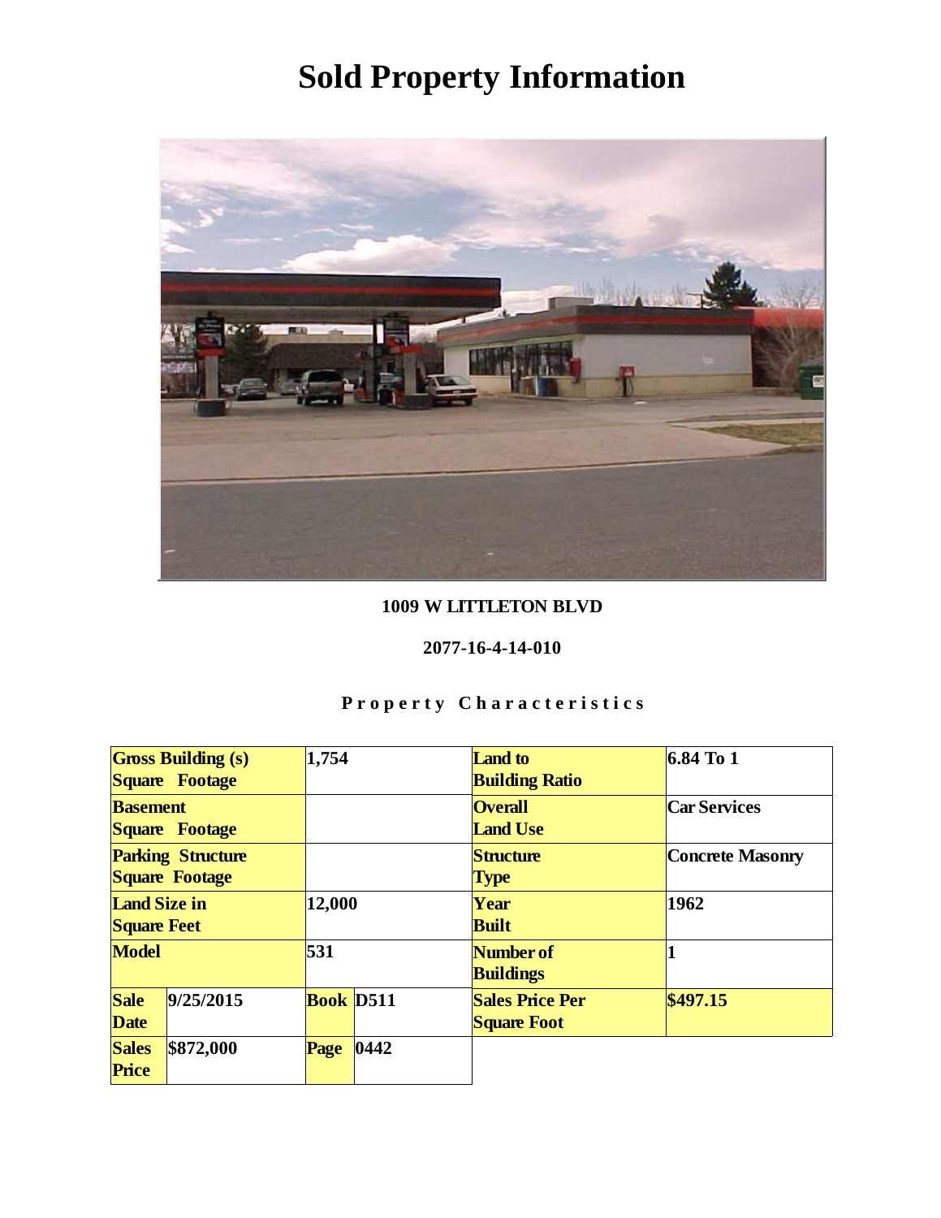# Sold Property Information

**1009 W LITTLETON BLVD**

**2077-16-4-14-010**

**Property Characteristics**

| | | | | | |
|---|---|---|---|---|---|
| **Gross Building (s) Square Footage** | | 1,754 | | **Land to Building Ratio** | 6.84 To 1 |
| **Basement Square Footage** | | | | **Overall Land Use** | Car Services |
| **Parking Structure Square Footage** | | | | **Structure Type** | Concrete Masonry |
| **Land Size in Square Feet** | | 12,000 | | **Year Built** | 1962 |
| **Model** | | 531 | | **Number of Buildings** | 1 |
| **Sale Date** | 9/25/2015 | **Book** | D511 | **Sales Price Per Square Foot** | $497.15 |
| **Sales Price** | $872,000 | **Page** | 0442 | | |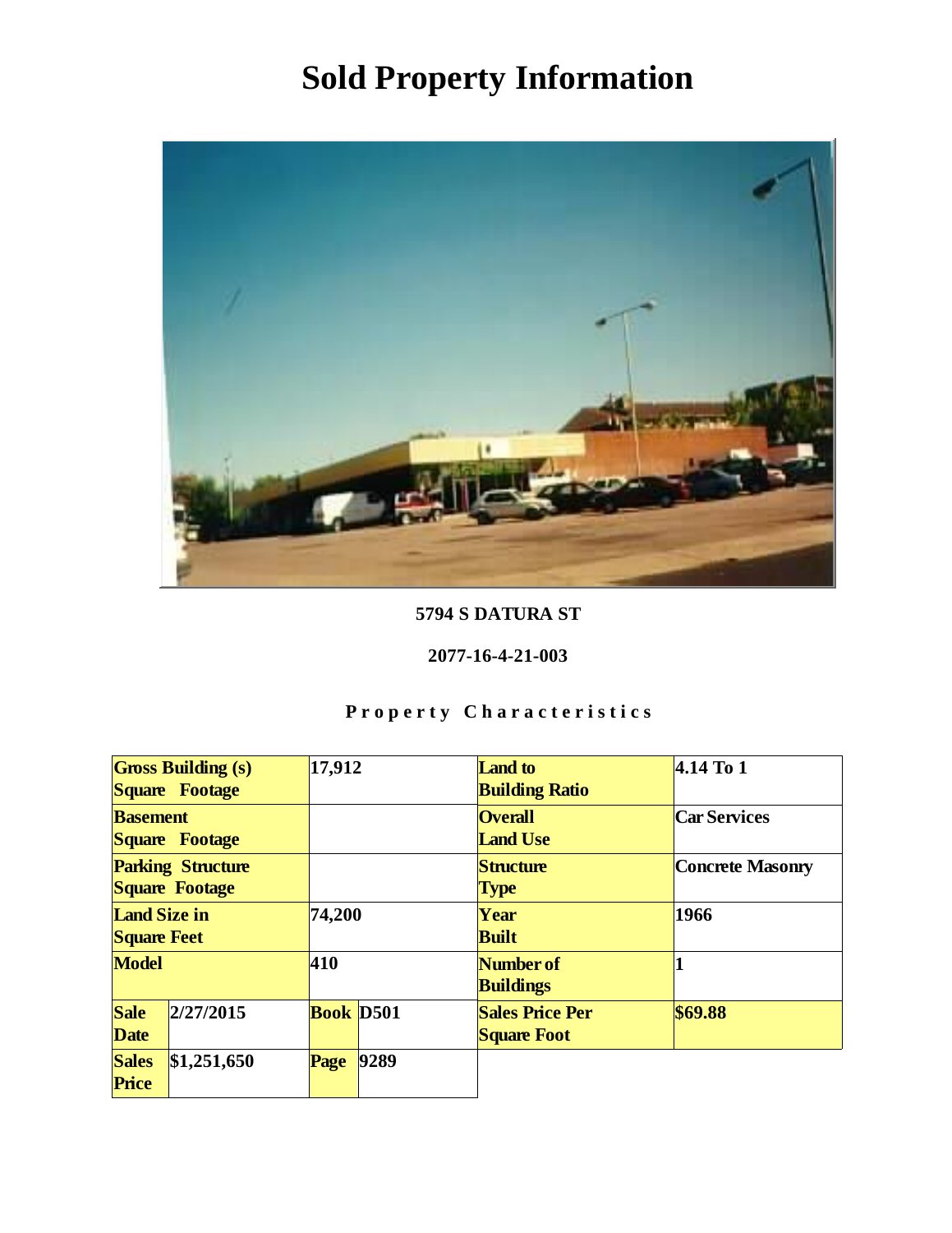# Sold Property Information

**5794 S DATURA ST**

**2077-16-4-21-003**

**Property Characteristics**

| | | | | | |
|---|---|---|---|---|---|
| **Gross Building (s) Square Footage** | | 17,912 | | **Land to Building Ratio** | 4.14 To 1 |
| **Basement Square Footage** | | | | **Overall Land Use** | Car Services |
| **Parking Structure Square Footage** | | | | **Structure Type** | Concrete Masonry |
| **Land Size in Square Feet** | | 74,200 | | **Year Built** | 1966 |
| **Model** | | 410 | | **Number of Buildings** | 1 |
| **Sale Date** | 2/27/2015 | **Book** | D501 | **Sales Price Per Square Foot** | $69.88 |
| **Sales Price** | $1,251,650 | **Page** | 9289 | | |